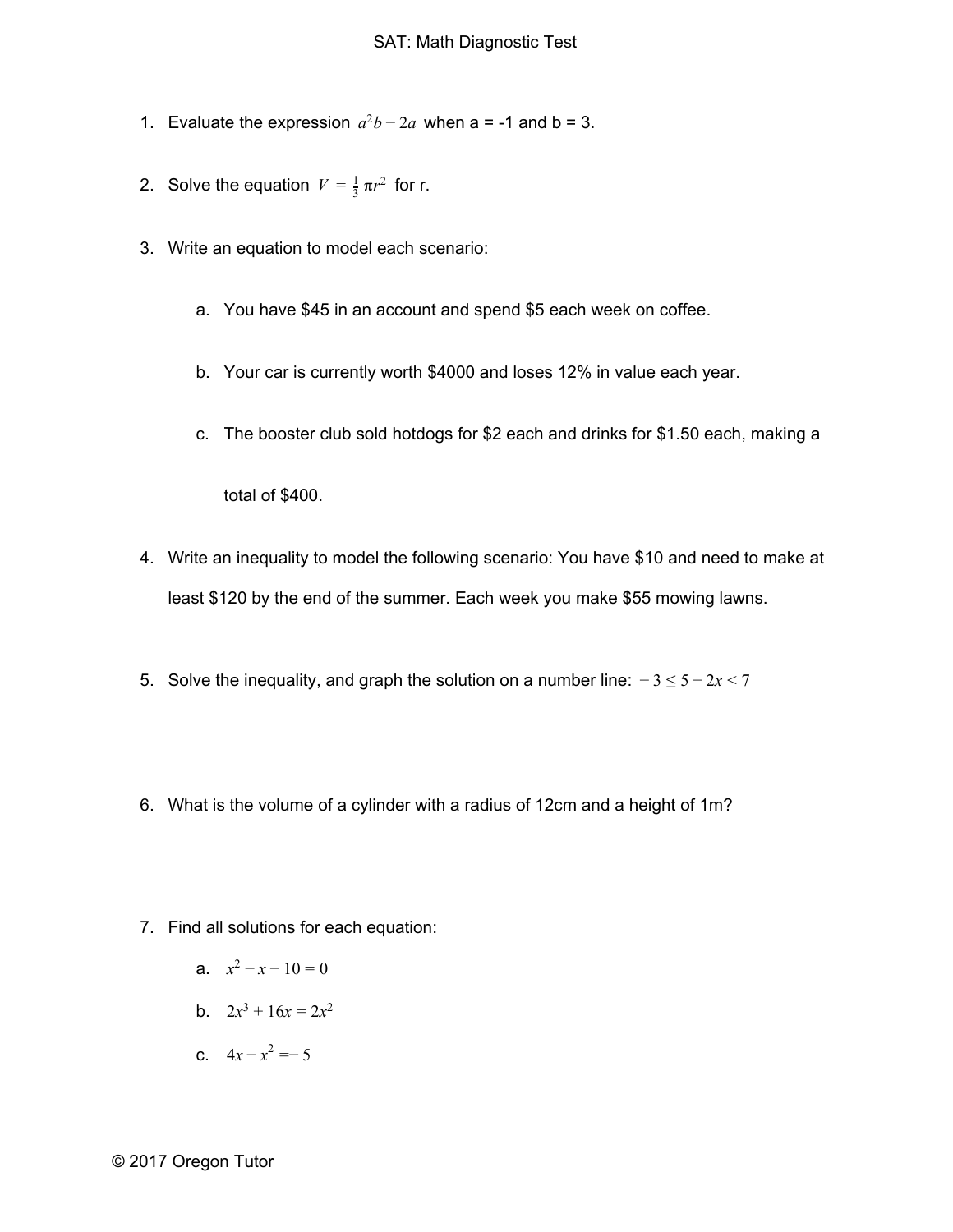# SAT: Math Diagnostic Test

1. Evaluate the expression $a^2b - 2a$ when a = -1 and b = 3.

2. Solve the equation $V = \frac{1}{3}\pi r^2$ for r.

3. Write an equation to model each scenario:

   a. You have $45 in an account and spend $5 each week on coffee.

   b. Your car is currently worth $4000 and loses 12% in value each year.

   c. The booster club sold hotdogs for $2 each and drinks for $1.50 each, making a total of $400.

4. Write an inequality to model the following scenario: You have $10 and need to make at least $120 by the end of the summer. Each week you make $55 mowing lawns.

5. Solve the inequality, and graph the solution on a number line: $-3 \le 5 - 2x < 7$

6. What is the volume of a cylinder with a radius of 12cm and a height of 1m?

7. Find all solutions for each equation:

   a. $x^2 - x - 10 = 0$

   b. $2x^3 + 16x = 2x^2$

   c. $4x - x^2 = -5$

© 2017 Oregon Tutor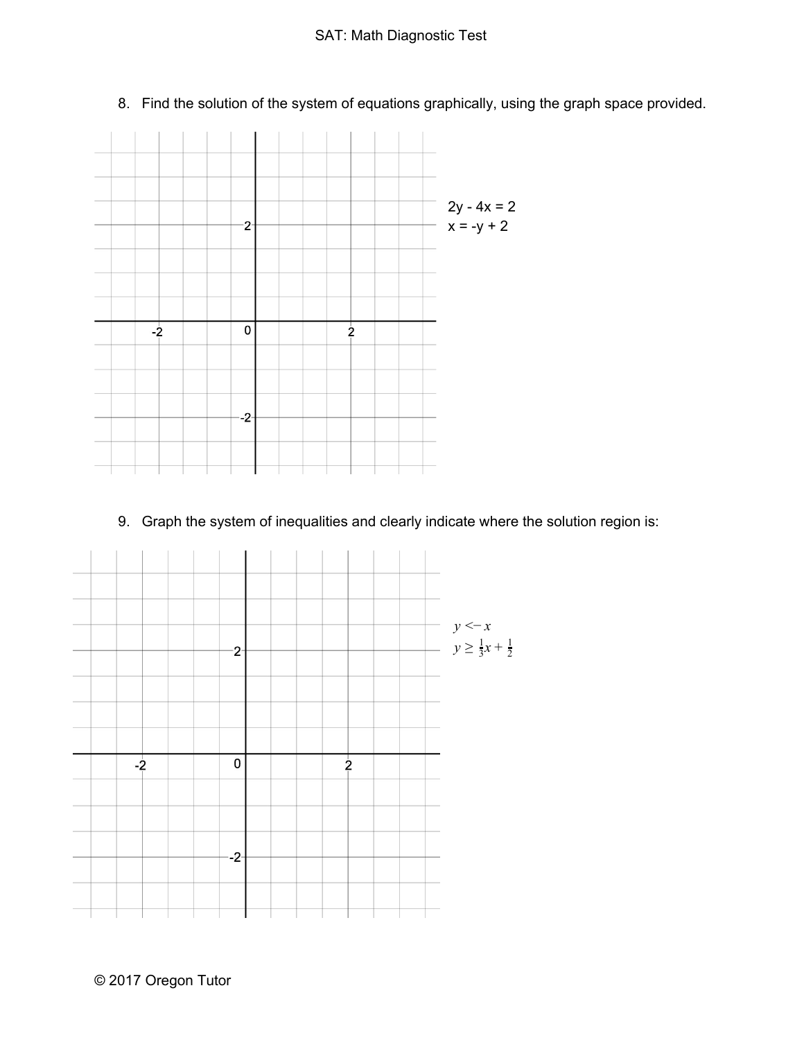8. Find the solution of the system of equations graphically, using the graph space provided.

$2y - 4x = 2$
$x = -y + 2$

9. Graph the system of inequalities and clearly indicate where the solution region is:

$y < -x$
$y \geq \frac{1}{3}x + \frac{1}{2}$

© 2017 Oregon Tutor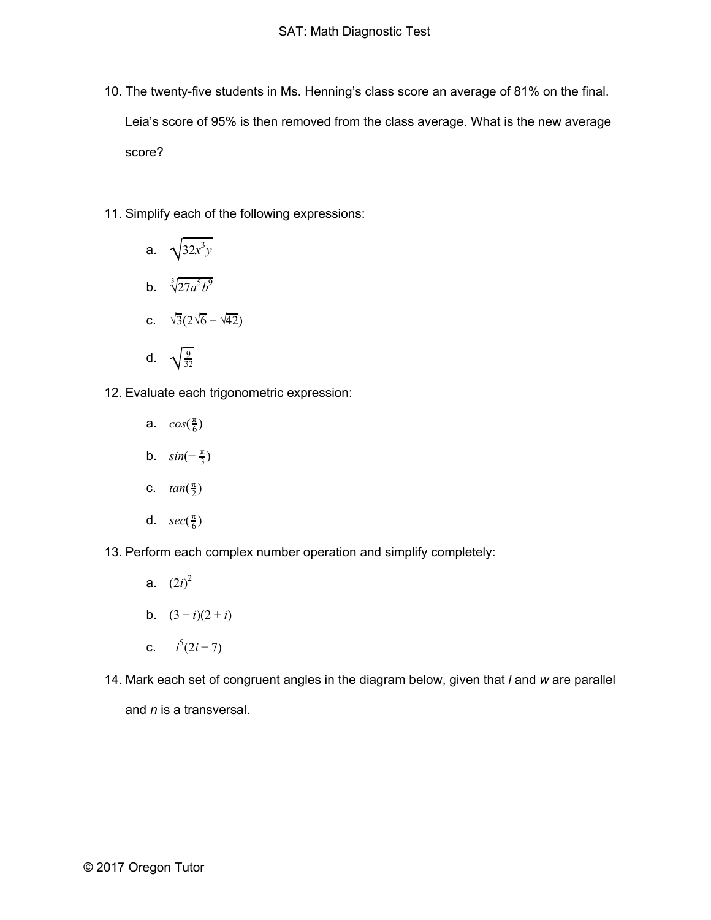10. The twenty-five students in Ms. Henning's class score an average of 81% on the final. Leia's score of 95% is then removed from the class average. What is the new average score?

11. Simplify each of the following expressions:

    a. $\sqrt{32x^3y}$

    b. $\sqrt[3]{27a^5b^9}$

    c. $\sqrt{3}(2\sqrt{6} + \sqrt{42})$

    d. $\sqrt{\frac{9}{32}}$

12. Evaluate each trigonometric expression:

    a. $cos(\frac{\pi}{6})$

    b. $sin(-\frac{\pi}{3})$

    c. $tan(\frac{\pi}{2})$

    d. $sec(\frac{\pi}{6})$

13. Perform each complex number operation and simplify completely:

    a. $(2i)^2$

    b. $(3 - i)(2 + i)$

    c. $i^5(2i - 7)$

14. Mark each set of congruent angles in the diagram below, given that *l* and *w* are parallel and *n* is a transversal.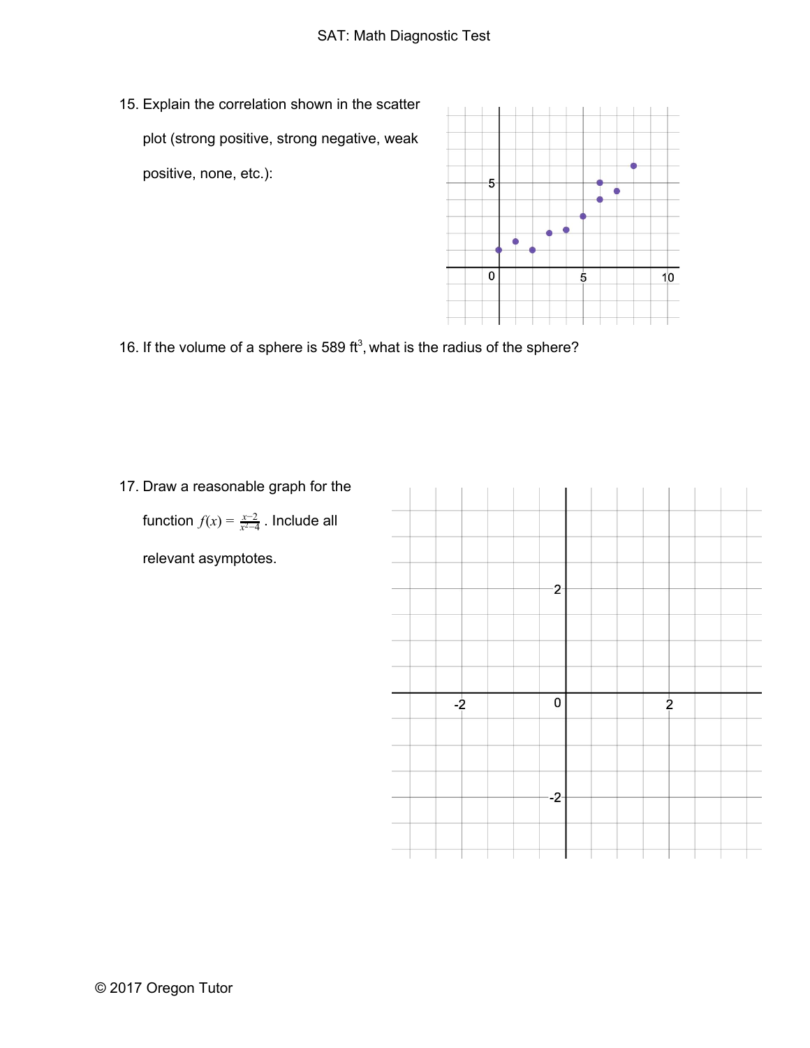15. Explain the correlation shown in the scatter plot (strong positive, strong negative, weak positive, none, etc.):

5

0

5

10

16. If the volume of a sphere is 589 ft$^3$, what is the radius of the sphere?

17. Draw a reasonable graph for the function $f(x) = \frac{x-2}{x^2-4}$ . Include all relevant asymptotes.

2

-2

0

2

-2

© 2017 Oregon Tutor